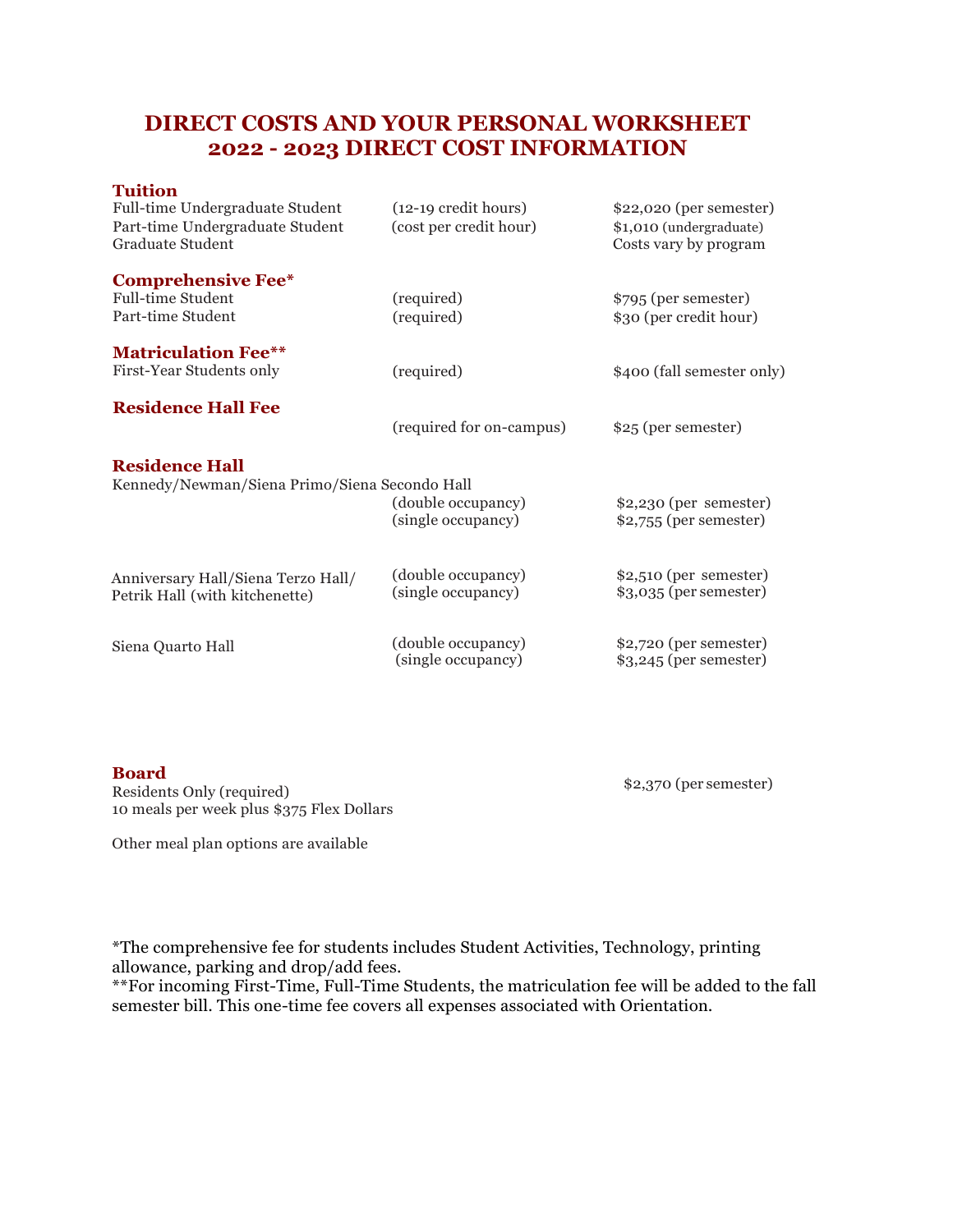# DIRECT COSTS AND YOUR PERSONAL WORKSHEET
# 2022 - 2023 DIRECT COST INFORMATION

## Tuition

| | | |
|---|---|---|
| Full-time Undergraduate Student | (12-19 credit hours) | $22,020 (per semester) |
| Part-time Undergraduate Student | (cost per credit hour) | $1,010 (undergraduate) |
| Graduate Student | | Costs vary by program |

## Comprehensive Fee*

| | | |
|---|---|---|
| Full-time Student | (required) | $795 (per semester) |
| Part-time Student | (required) | $30 (per credit hour) |

## Matriculation Fee**

| | | |
|---|---|---|
| First-Year Students only | (required) | $400 (fall semester only) |

## Residence Hall Fee

| | | |
|---|---|---|
| | (required for on-campus) | $25 (per semester) |

## Residence Hall

| | | |
|---|---|---|
| Kennedy/Newman/Siena Primo/Siena Secondo Hall | (double occupancy) | $2,230 (per semester) |
| | (single occupancy) | $2,755 (per semester) |
| Anniversary Hall/Siena Terzo Hall/ Petrik Hall (with kitchenette) | (double occupancy) | $2,510 (per semester) |
| | (single occupancy) | $3,035 (per semester) |
| Siena Quarto Hall | (double occupancy) | $2,720 (per semester) |
| | (single occupancy) | $3,245 (per semester) |

## Board

Residents Only (required)
10 meals per week plus $375 Flex Dollars — $2,370 (per semester)

Other meal plan options are available

*The comprehensive fee for students includes Student Activities, Technology, printing allowance, parking and drop/add fees.
**For incoming First-Time, Full-Time Students, the matriculation fee will be added to the fall semester bill. This one-time fee covers all expenses associated with Orientation.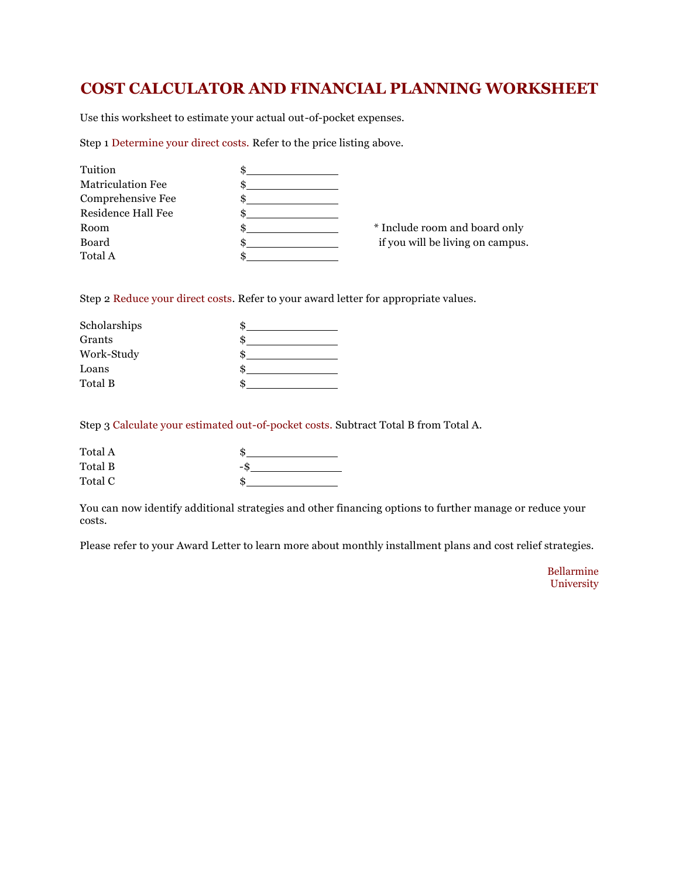# COST CALCULATOR AND FINANCIAL PLANNING WORKSHEET

Use this worksheet to estimate your actual out-of-pocket expenses.

Step 1 Determine your direct costs. Refer to the price listing above.

| | | |
|---|---|---|
| Tuition | $_______________ | |
| Matriculation Fee | $_______________ | |
| Comprehensive Fee | $_______________ | |
| Residence Hall Fee | $_______________ | |
| Room | $_______________ | * Include room and board only |
| Board | $_______________ | if you will be living on campus. |
| Total A | $_______________ | |

Step 2 Reduce your direct costs. Refer to your award letter for appropriate values.

| | |
|---|---|
| Scholarships | $_______________ |
| Grants | $_______________ |
| Work-Study | $_______________ |
| Loans | $_______________ |
| Total B | $_______________ |

Step 3 Calculate your estimated out-of-pocket costs. Subtract Total B from Total A.

| | |
|---|---|
| Total A | $_______________ |
| Total B | -$_______________ |
| Total C | $_______________ |

You can now identify additional strategies and other financing options to further manage or reduce your costs.

Please refer to your Award Letter to learn more about monthly installment plans and cost relief strategies.

Bellarmine University